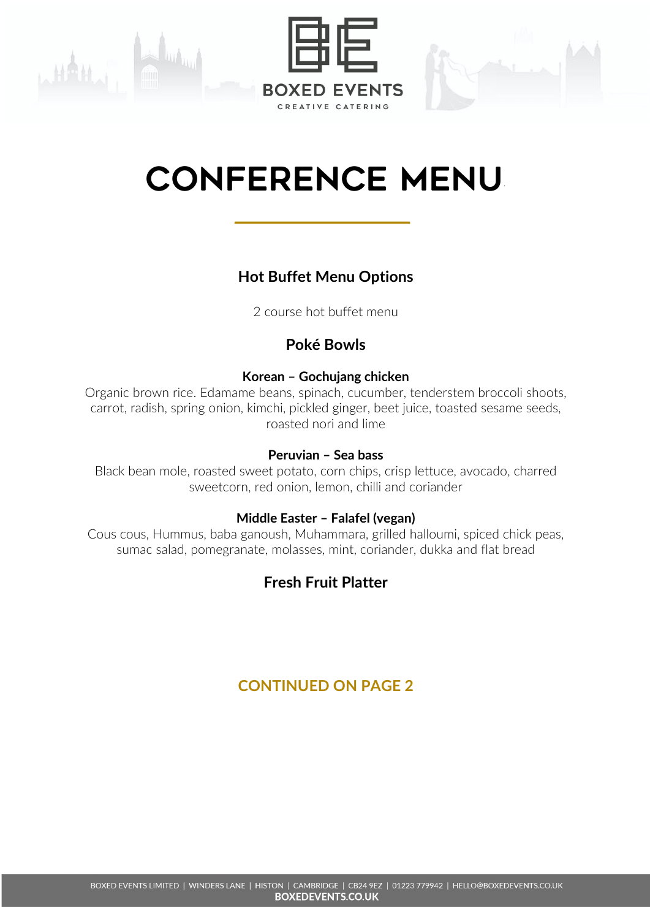BOXED EVENTS

CREATIVE CATERING

# CONFERENCE MENU

## Hot Buffet Menu Options

2 course hot buffet menu

## Poké Bowls

**Korean – Gochujang chicken**
Organic brown rice. Edamame beans, spinach, cucumber, tenderstem broccoli shoots, carrot, radish, spring onion, kimchi, pickled ginger, beet juice, toasted sesame seeds, roasted nori and lime

**Peruvian – Sea bass**
Black bean mole, roasted sweet potato, corn chips, crisp lettuce, avocado, charred sweetcorn, red onion, lemon, chilli and coriander

**Middle Easter – Falafel (vegan)**
Cous cous, Hummus, baba ganoush, Muhammara, grilled halloumi, spiced chick peas, sumac salad, pomegranate, molasses, mint, coriander, dukka and flat bread

## Fresh Fruit Platter

**CONTINUED ON PAGE 2**

BOXED EVENTS LIMITED | WINDERS LANE | HISTON | CAMBRIDGE | CB24 9EZ | 01223 779942 | HELLO@BOXEDEVENTS.CO.UK
**BOXEDEVENTS.CO.UK**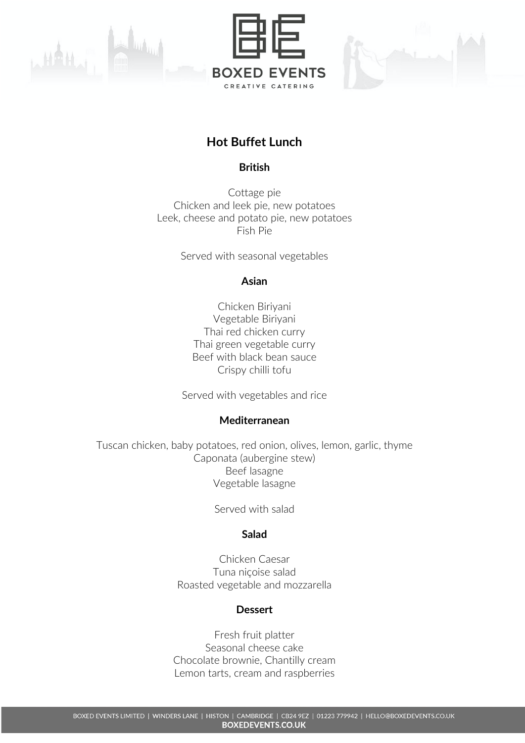# Hot Buffet Lunch

## British

Cottage pie
Chicken and leek pie, new potatoes
Leek, cheese and potato pie, new potatoes
Fish Pie

Served with seasonal vegetables

## Asian

Chicken Biriyani
Vegetable Biriyani
Thai red chicken curry
Thai green vegetable curry
Beef with black bean sauce
Crispy chilli tofu

Served with vegetables and rice

## Mediterranean

Tuscan chicken, baby potatoes, red onion, olives, lemon, garlic, thyme
Caponata (aubergine stew)
Beef lasagne
Vegetable lasagne

Served with salad

## Salad

Chicken Caesar
Tuna niçoise salad
Roasted vegetable and mozzarella

## Dessert

Fresh fruit platter
Seasonal cheese cake
Chocolate brownie, Chantilly cream
Lemon tarts, cream and raspberries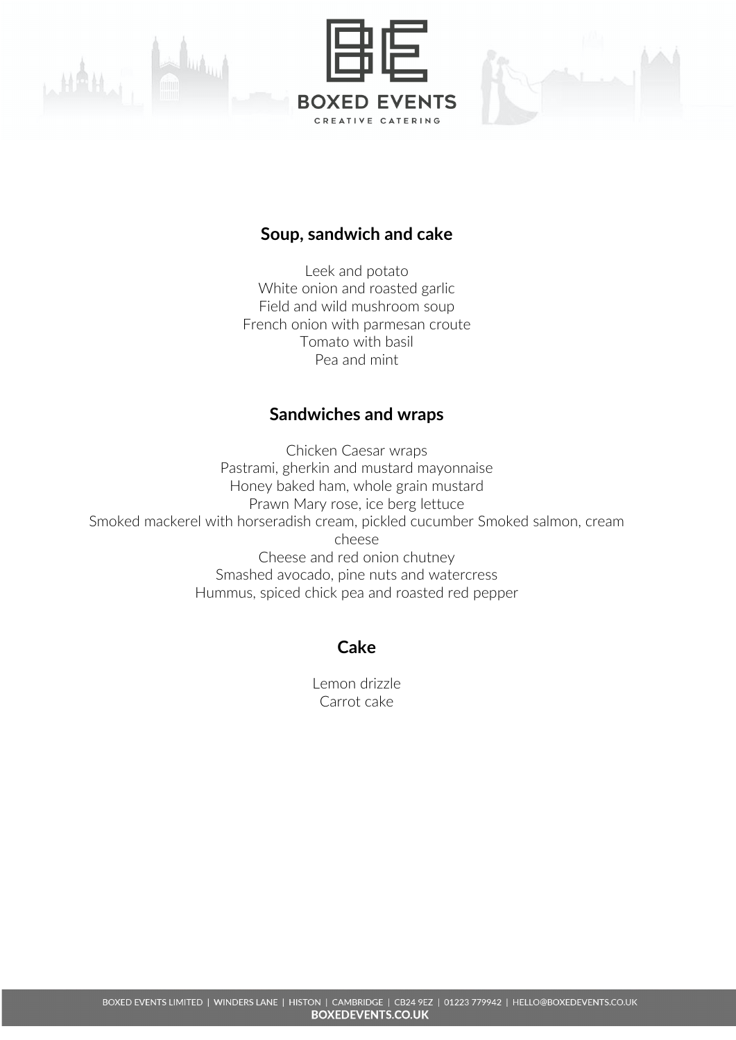## Soup, sandwich and cake

Leek and potato
White onion and roasted garlic
Field and wild mushroom soup
French onion with parmesan croute
Tomato with basil
Pea and mint

## Sandwiches and wraps

Chicken Caesar wraps
Pastrami, gherkin and mustard mayonnaise
Honey baked ham, whole grain mustard
Prawn Mary rose, ice berg lettuce
Smoked mackerel with horseradish cream, pickled cucumber Smoked salmon, cream cheese
Cheese and red onion chutney
Smashed avocado, pine nuts and watercress
Hummus, spiced chick pea and roasted red pepper

## Cake

Lemon drizzle
Carrot cake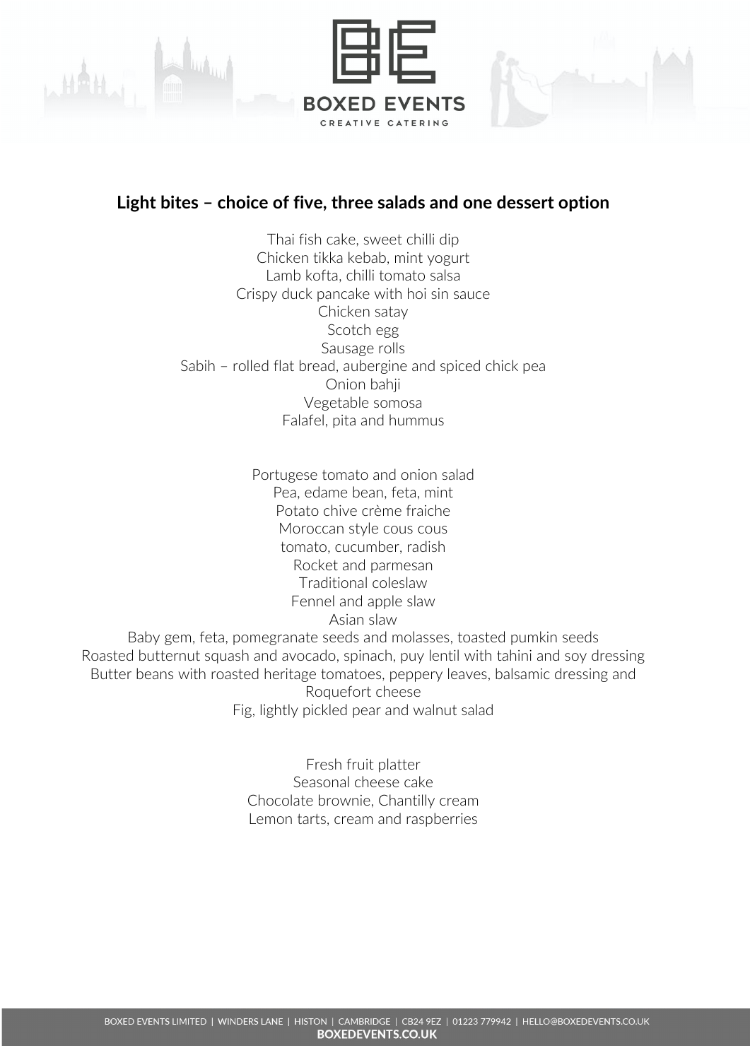## Light bites – choice of five, three salads and one dessert option

Thai fish cake, sweet chilli dip
Chicken tikka kebab, mint yogurt
Lamb kofta, chilli tomato salsa
Crispy duck pancake with hoi sin sauce
Chicken satay
Scotch egg
Sausage rolls
Sabih – rolled flat bread, aubergine and spiced chick pea
Onion bahji
Vegetable somosa
Falafel, pita and hummus

Portugese tomato and onion salad
Pea, edame bean, feta, mint
Potato chive crème fraiche
Moroccan style cous cous
tomato, cucumber, radish
Rocket and parmesan
Traditional coleslaw
Fennel and apple slaw
Asian slaw
Baby gem, feta, pomegranate seeds and molasses, toasted pumkin seeds
Roasted butternut squash and avocado, spinach, puy lentil with tahini and soy dressing
Butter beans with roasted heritage tomatoes, peppery leaves, balsamic dressing and Roquefort cheese
Fig, lightly pickled pear and walnut salad

Fresh fruit platter
Seasonal cheese cake
Chocolate brownie, Chantilly cream
Lemon tarts, cream and raspberries